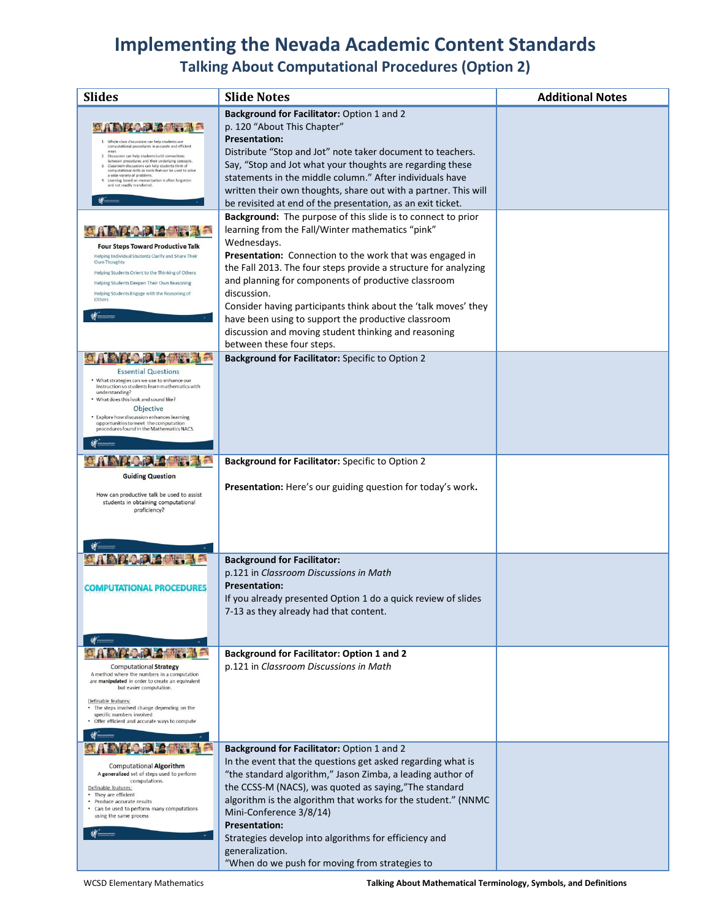# Implementing the Nevada Academic Content Standards

## Talking About Computational Procedures (Option 2)

| Slides | Slide Notes | Additional Notes |
|---|---|---|
| 1. Whole class discussions can help students use computational procedures in accurate and efficient ways. 2. Discussion can help students build connections between procedures and their underlying concepts. 3. Classroom discussions can help students think of computational skills as tools that can be used to solve a wide variety of problems. 4. Learning based on memorization is often forgotten and not readily transferred. | **Background for Facilitator:** Option 1 and 2<br>p. 120 "About This Chapter"<br>**Presentation:**<br>Distribute "Stop and Jot" note taker document to teachers. Say, "Stop and Jot what your thoughts are regarding these statements in the middle column." After individuals have written their own thoughts, share out with a partner. This will be revisited at end of the presentation, as an exit ticket. | |
| **Four Steps Toward Productive Talk**<br>Helping Individual Students Clarify and Share Their Own Thoughts<br>Helping Students Orient to the Thinking of Others<br>Helping Students Deepen Their Own Reasoning<br>Helping Students Engage with the Reasoning of Others | **Background:** The purpose of this slide is to connect to prior learning from the Fall/Winter mathematics "pink" Wednesdays.<br>**Presentation:** Connection to the work that was engaged in the Fall 2013. The four steps provide a structure for analyzing and planning for components of productive classroom discussion.<br>Consider having participants think about the 'talk moves' they have been using to support the productive classroom discussion and moving student thinking and reasoning between these four steps. | |
| Essential Questions<br>• What strategies can we use to enhance our instruction so students learn mathematics with understanding?<br>• What does this look and sound like?<br>Objective<br>• Explore how discussion enhances learning opportunities to meet the computation procedures found in the Mathematics NACS. | **Background for Facilitator:** Specific to Option 2 | |
| **Guiding Question**<br>How can productive talk be used to assist students in obtaining computational proficiency? | **Background for Facilitator:** Specific to Option 2<br><br>**Presentation:** Here's our guiding question for today's work**.** | |
| COMPUTATIONAL PROCEDURES | **Background for Facilitator:**<br>p.121 in *Classroom Discussions in Math*<br>**Presentation:**<br>If you already presented Option 1 do a quick review of slides 7-13 as they already had that content. | |
| Computational **Strategy**<br>A method where the numbers in a computation are **manipulated** in order to create an equivalent but easier computation.<br>Definable features:<br>• The steps involved change depending on the specific numbers involved<br>• Offer efficient and accurate ways to compute | **Background for Facilitator: Option 1 and 2**<br>p.121 in *Classroom Discussions in Math* | |
| Computational **Algorithm**<br>A **generalized** set of steps used to perform computations.<br>Definable features:<br>• They are efficient<br>• Produce accurate results<br>• Can be used to perform many computations using the same process | **Background for Facilitator:** Option 1 and 2<br>In the event that the questions get asked regarding what is "the standard algorithm," Jason Zimba, a leading author of the CCSS-M (NACS), was quoted as saying,"The standard algorithm is the algorithm that works for the student." (NNMC Mini-Conference 3/8/14)<br>**Presentation:**<br>Strategies develop into algorithms for efficiency and generalization.<br>"When do we push for moving from strategies to | |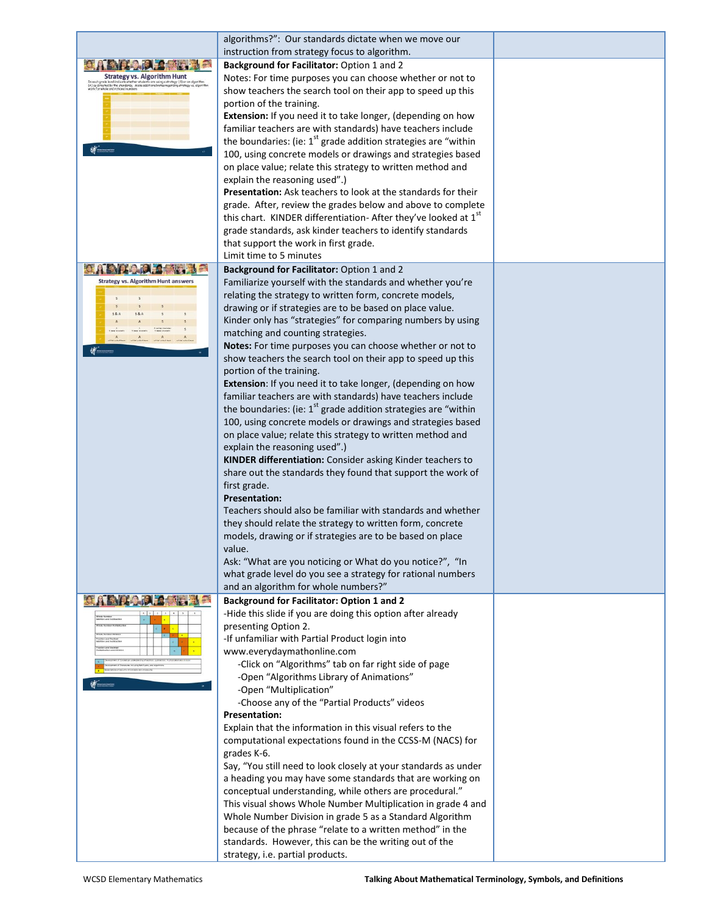| | | |
|---|---|---|
| | algorithms?": Our standards dictate when we move our instruction from strategy focus to algorithm. | |
| Strategy vs. Algorithm Hunt | **Background for Facilitator:** Option 1 and 2<br>Notes: For time purposes you can choose whether or not to show teachers the search tool on their app to speed up this portion of the training.<br>**Extension:** If you need it to take longer, (depending on how familiar teachers are with standards) have teachers include the boundaries: (ie: 1st grade addition strategies are "within 100, using concrete models or drawings and strategies based on place value; relate this strategy to written method and explain the reasoning used".)<br>**Presentation:** Ask teachers to look at the standards for their grade. After, review the grades below and above to complete this chart. KINDER differentiation- After they've looked at 1st grade standards, ask kinder teachers to identify standards that support the work in first grade.<br>Limit time to 5 minutes | |
| Strategy vs. Algorithm Hunt answers | **Background for Facilitator:** Option 1 and 2<br>Familiarize yourself with the standards and whether you're relating the strategy to written form, concrete models, drawing or if strategies are to be based on place value. Kinder only has "strategies" for comparing numbers by using matching and counting strategies.<br>**Notes:** For time purposes you can choose whether or not to show teachers the search tool on their app to speed up this portion of the training.<br>**Extension**: If you need it to take longer, (depending on how familiar teachers are with standards) have teachers include the boundaries: (ie: 1st grade addition strategies are "within 100, using concrete models or drawings and strategies based on place value; relate this strategy to written method and explain the reasoning used".)<br>**KINDER differentiation:** Consider asking Kinder teachers to share out the standards they found that support the work of first grade.<br>**Presentation:**<br>Teachers should also be familiar with standards and whether they should relate the strategy to written form, concrete models, drawing or if strategies are to be based on place value.<br>Ask: "What are you noticing or What do you notice?", "In what grade level do you see a strategy for rational numbers and an algorithm for whole numbers?" | |
| | **Background for Facilitator: Option 1 and 2**<br>-Hide this slide if you are doing this option after already presenting Option 2.<br>-If unfamiliar with Partial Product login into www.everydaymathonline.com<br>-Click on "Algorithms" tab on far right side of page<br>-Open "Algorithms Library of Animations"<br>-Open "Multiplication"<br>-Choose any of the "Partial Products" videos<br>**Presentation:**<br>Explain that the information in this visual refers to the computational expectations found in the CCSS-M (NACS) for grades K-6.<br>Say, "You still need to look closely at your standards as under a heading you may have some standards that are working on conceptual understanding, while others are procedural."<br>This visual shows Whole Number Multiplication in grade 4 and Whole Number Division in grade 5 as a Standard Algorithm because of the phrase "relate to a written method" in the standards. However, this can be the writing out of the strategy, i.e. partial products. | |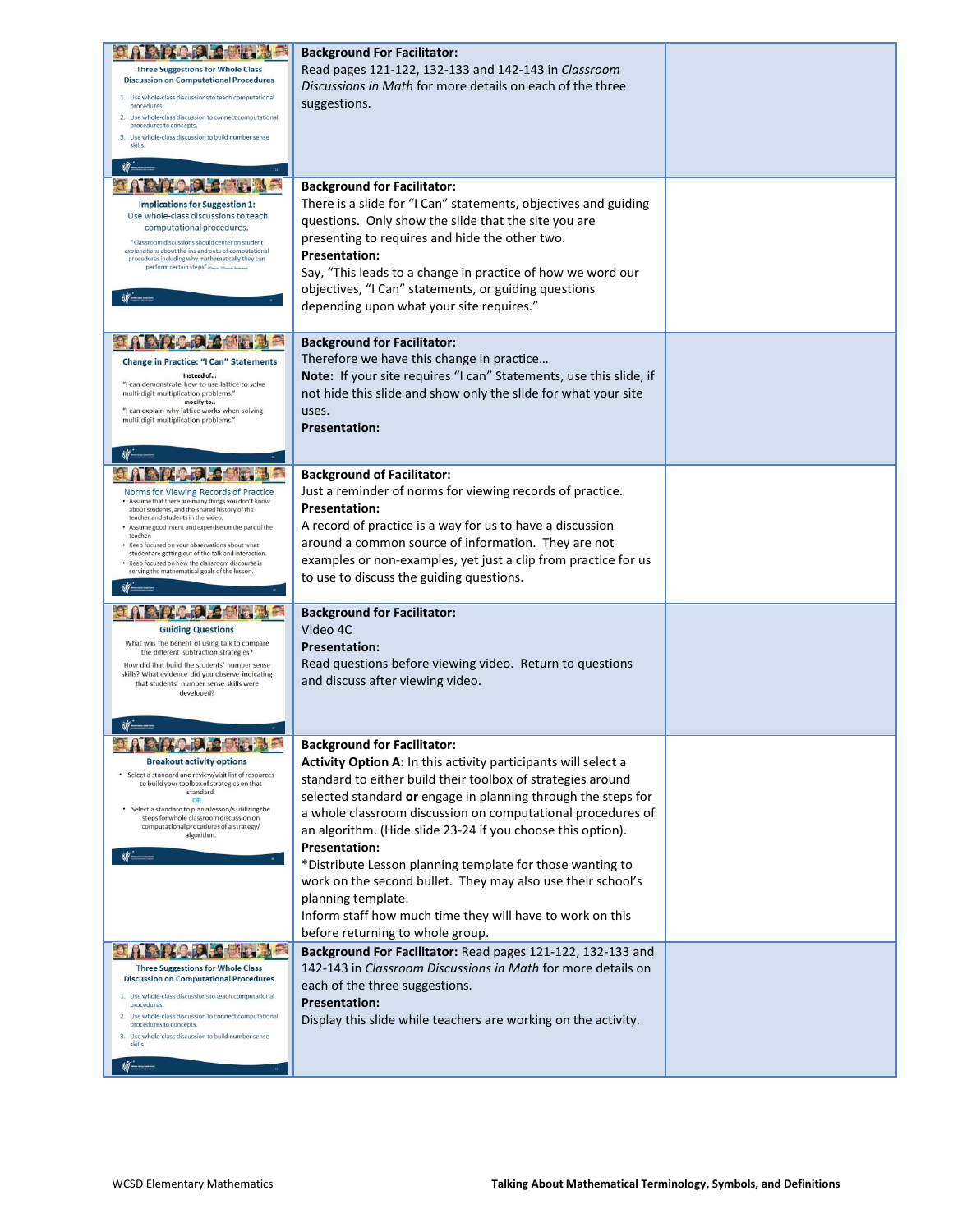| | | |
|---|---|---|
| Three Suggestions for Whole Class Discussion on Computational Procedures<br>1. Use whole-class discussions to teach computational procedures.<br>2. Use whole-class discussion to connect computational procedures to concepts.<br>3. Use whole-class discussion to build number sense skills. | **Background For Facilitator:**<br>Read pages 121-122, 132-133 and 142-143 in *Classroom Discussions in Math* for more details on each of the three suggestions. | |
| Implications for Suggestion 1: Use whole-class discussions to teach computational procedures.<br>"Classroom discussions should center on student explanations about the ins and outs of computational procedures including why mathematically they can perform certain steps" | **Background for Facilitator:**<br>There is a slide for "I Can" statements, objectives and guiding questions. Only show the slide that the site you are presenting to requires and hide the other two.<br>**Presentation:**<br>Say, "This leads to a change in practice of how we word our objectives, "I Can" statements, or guiding questions depending upon what your site requires." | |
| Change in Practice: "I Can" Statements<br>Instead of…<br>"I can demonstrate how to use lattice to solve multi-digit multiplication problems."<br>modify to…<br>"I can explain why lattice works when solving multi-digit multiplication problems." | **Background for Facilitator:**<br>Therefore we have this change in practice…<br>**Note:** If your site requires "I can" Statements, use this slide, if not hide this slide and show only the slide for what your site uses.<br>**Presentation:** | |
| Norms for Viewing Records of Practice<br>• Assume that there are many things you don't know about students, and the shared history of the teacher and students in the video.<br>• Assume good intent and expertise on the part of the teacher.<br>• Keep focused on your observations about what student are getting out of the talk and interaction.<br>• Keep focused on how the classroom discourse is serving the mathematical goals of the lesson. | **Background of Facilitator:**<br>Just a reminder of norms for viewing records of practice.<br>**Presentation:**<br>A record of practice is a way for us to have a discussion around a common source of information. They are not examples or non-examples, yet just a clip from practice for us to use to discuss the guiding questions. | |
| Guiding Questions<br>What was the benefit of using talk to compare the different subtraction strategies?<br>How did that build the students' number sense skills? What evidence did you observe indicating that students' number sense skills were developed? | **Background for Facilitator:**<br>Video 4C<br>**Presentation:**<br>Read questions before viewing video. Return to questions and discuss after viewing video. | |
| Breakout activity options<br>• Select a standard and review/vit list of resources to build your toolbox of strategies on that standard.<br>OR<br>• Select a standard to plan a lesson/s utilizing the steps for whole classroom discussion on computational procedures of a strategy/ algorithm. | **Background for Facilitator:**<br>**Activity Option A:** In this activity participants will select a standard to either build their toolbox of strategies around selected standard **or** engage in planning through the steps for a whole classroom discussion on computational procedures of an algorithm. (Hide slide 23-24 if you choose this option).<br>**Presentation:**<br>*Distribute Lesson planning template for those wanting to work on the second bullet. They may also use their school's planning template.<br>Inform staff how much time they will have to work on this before returning to whole group. | |
| Three Suggestions for Whole Class Discussion on Computational Procedures<br>1. Use whole-class discussions to teach computational procedures.<br>2. Use whole-class discussion to connect computational procedures to concepts.<br>3. Use whole-class discussion to build number sense skills. | **Background For Facilitator:** Read pages 121-122, 132-133 and 142-143 in *Classroom Discussions in Math* for more details on each of the three suggestions.<br>**Presentation:**<br>Display this slide while teachers are working on the activity. | |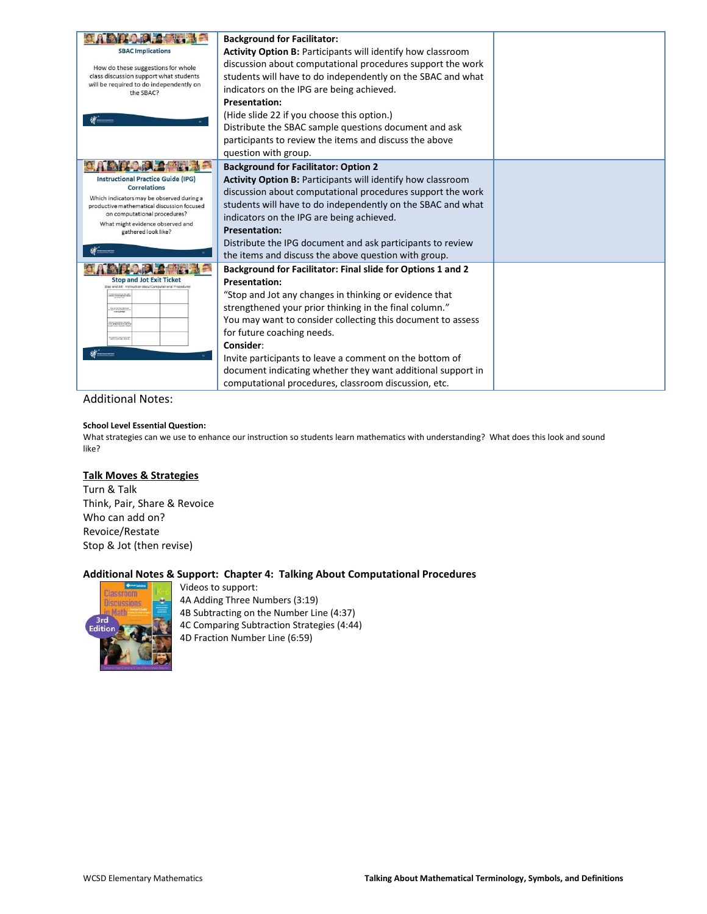| | | |
|---|---|---|
| SBAC Implications<br><br>How do these suggestions for whole class discussion support what students will be required to do independently on the SBAC? | **Background for Facilitator:**<br>**Activity Option B:** Participants will identify how classroom discussion about computational procedures support the work students will have to do independently on the SBAC and what indicators on the IPG are being achieved.<br>**Presentation:**<br>(Hide slide 22 if you choose this option.)<br>Distribute the SBAC sample questions document and ask participants to review the items and discuss the above question with group. | |
| Instructional Practice Guide (IPG) Correlations<br><br>Which indicators may be observed during a productive mathematical discussion focused on computational procedures?<br>What might evidence observed and gathered look like? | **Background for Facilitator: Option 2**<br>**Activity Option B:** Participants will identify how classroom discussion about computational procedures support the work students will have to do independently on the SBAC and what indicators on the IPG are being achieved.<br>**Presentation:**<br>Distribute the IPG document and ask participants to review the items and discuss the above question with group. | |
| Stop and Jot Exit Ticket<br>Stop and Jot: Instruction about Computational Procedures | **Background for Facilitator: Final slide for Options 1 and 2**<br>**Presentation:**<br>"Stop and Jot any changes in thinking or evidence that strengthened your prior thinking in the final column."<br>You may want to consider collecting this document to assess for future coaching needs.<br>**Consider**:<br>Invite participants to leave a comment on the bottom of document indicating whether they want additional support in computational procedures, classroom discussion, etc. | |

Additional Notes:

**School Level Essential Question:**
What strategies can we use to enhance our instruction so students learn mathematics with understanding? What does this look and sound like?

**Talk Moves & Strategies**

Turn & Talk
Think, Pair, Share & Revoice
Who can add on?
Revoice/Restate
Stop & Jot (then revise)

**Additional Notes & Support: Chapter 4: Talking About Computational Procedures**

Videos to support:
4A Adding Three Numbers (3:19)
4B Subtracting on the Number Line (4:37)
4C Comparing Subtraction Strategies (4:44)
4D Fraction Number Line (6:59)